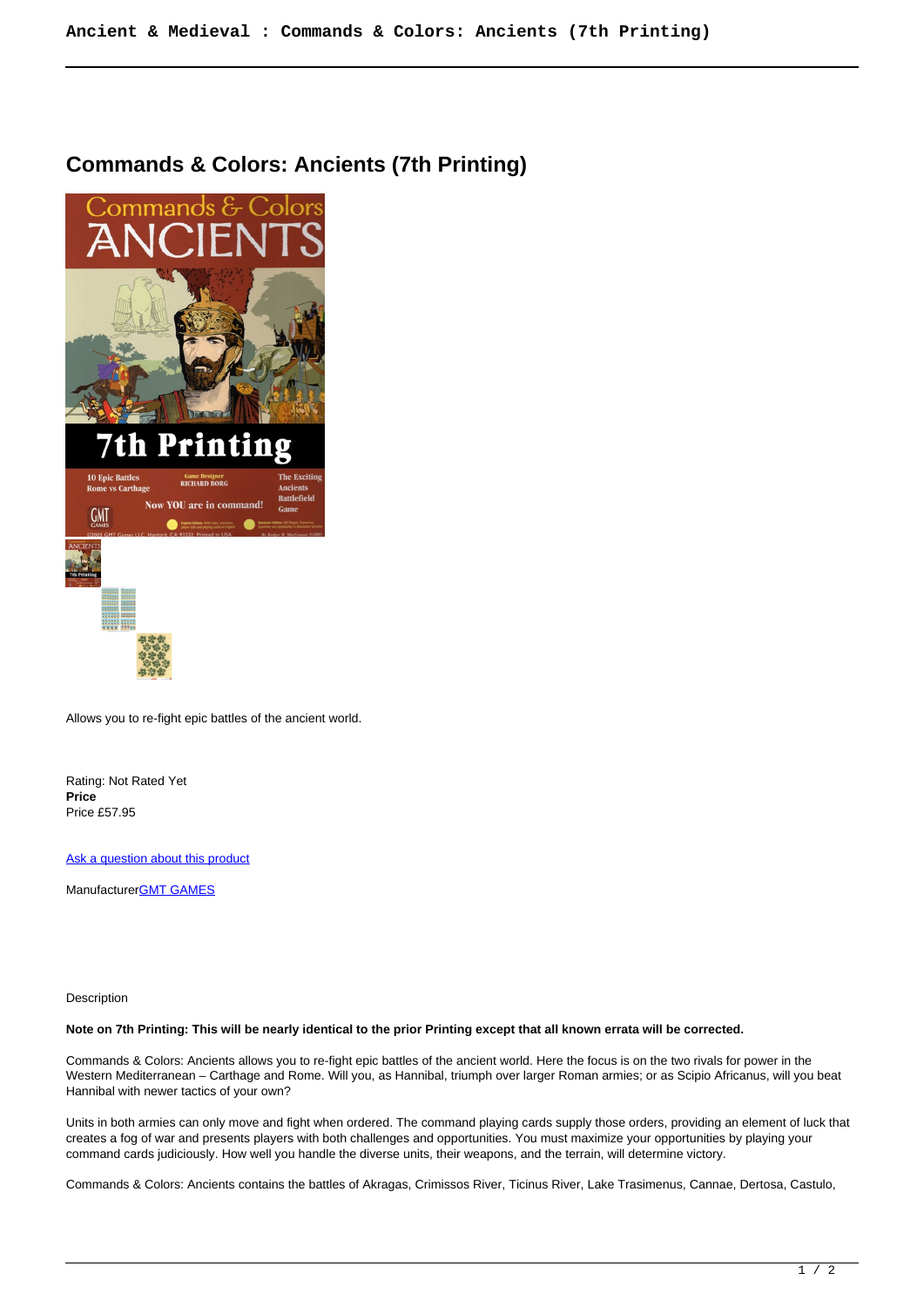# Commands & Colors: Ancients (7th Printing)

Allows you to re-fight epic battles of the ancient world.

Rating: Not Rated Yet
**Price**
Price £57.95

[Ask a question about this product]()

Manufacturer[GMT GAMES]()

Description

**Note on 7th Printing: This will be nearly identical to the prior Printing except that all known errata will be corrected.**

Commands & Colors: Ancients allows you to re-fight epic battles of the ancient world. Here the focus is on the two rivals for power in the Western Mediterranean – Carthage and Rome. Will you, as Hannibal, triumph over larger Roman armies; or as Scipio Africanus, will you beat Hannibal with newer tactics of your own?

Units in both armies can only move and fight when ordered. The command playing cards supply those orders, providing an element of luck that creates a fog of war and presents players with both challenges and opportunities. You must maximize your opportunities by playing your command cards judiciously. How well you handle the diverse units, their weapons, and the terrain, will determine victory.

Commands & Colors: Ancients contains the battles of Akragas, Crimissos River, Ticinus River, Lake Trasimenus, Cannae, Dertosa, Castulo,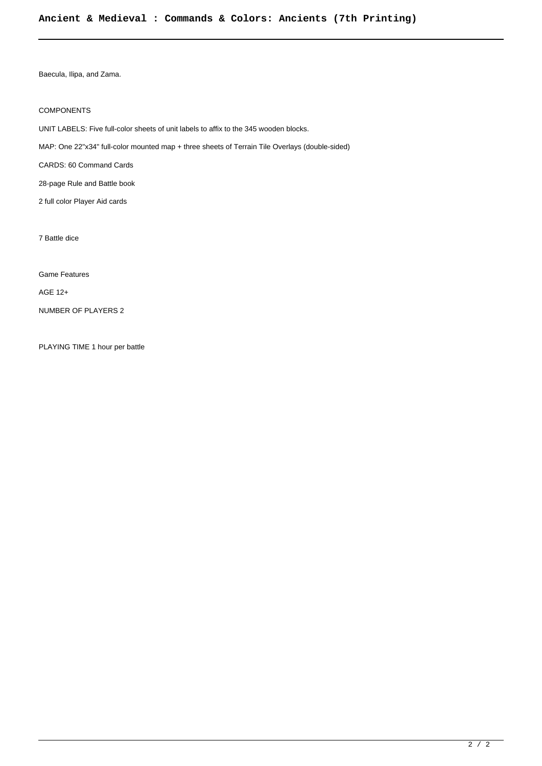Baecula, Ilipa, and Zama.

COMPONENTS

UNIT LABELS: Five full-color sheets of unit labels to affix to the 345 wooden blocks.

MAP: One 22"x34" full-color mounted map + three sheets of Terrain Tile Overlays (double-sided)

CARDS: 60 Command Cards

28-page Rule and Battle book

2 full color Player Aid cards

7 Battle dice

Game Features

AGE 12+

NUMBER OF PLAYERS 2

PLAYING TIME 1 hour per battle